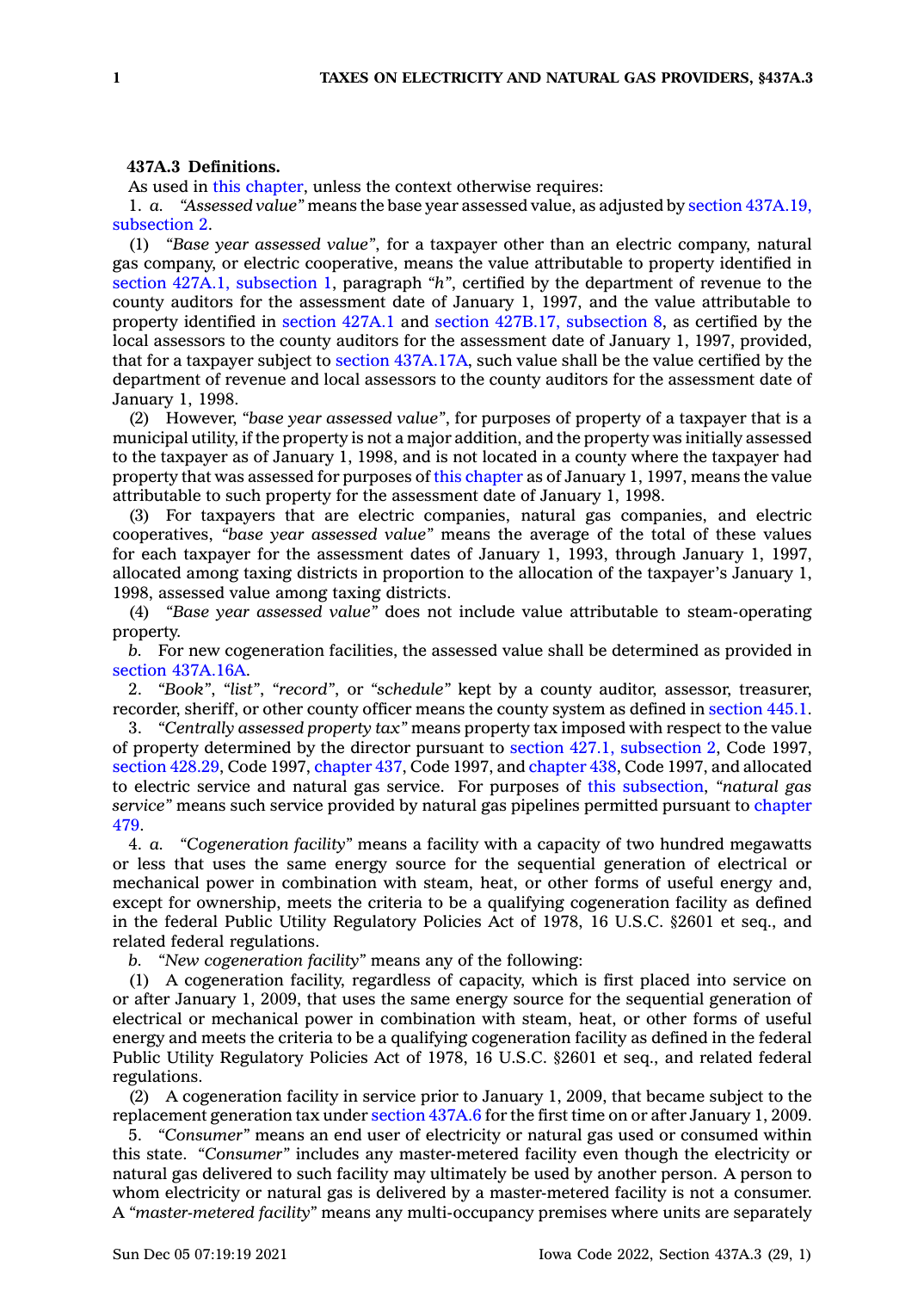**437A.3 Definitions.**

As used in this chapter, unless the context otherwise requires:

1. *a.* *"Assessed value"* means the base year assessed value, as adjusted by section 437A.19, subsection 2.

(1) *"Base year assessed value"*, for a taxpayer other than an electric company, natural gas company, or electric cooperative, means the value attributable to property identified in section 427A.1, subsection 1, paragraph *"h"*, certified by the department of revenue to the county auditors for the assessment date of January 1, 1997, and the value attributable to property identified in section 427A.1 and section 427B.17, subsection 8, as certified by the local assessors to the county auditors for the assessment date of January 1, 1997, provided, that for a taxpayer subject to section 437A.17A, such value shall be the value certified by the department of revenue and local assessors to the county auditors for the assessment date of January 1, 1998.

(2) However, *"base year assessed value"*, for purposes of property of a taxpayer that is a municipal utility, if the property is not a major addition, and the property was initially assessed to the taxpayer as of January 1, 1998, and is not located in a county where the taxpayer had property that was assessed for purposes of this chapter as of January 1, 1997, means the value attributable to such property for the assessment date of January 1, 1998.

(3) For taxpayers that are electric companies, natural gas companies, and electric cooperatives, *"base year assessed value"* means the average of the total of these values for each taxpayer for the assessment dates of January 1, 1993, through January 1, 1997, allocated among taxing districts in proportion to the allocation of the taxpayer's January 1, 1998, assessed value among taxing districts.

(4) *"Base year assessed value"* does not include value attributable to steam-operating property.

*b.* For new cogeneration facilities, the assessed value shall be determined as provided in section 437A.16A.

2. *"Book"*, *"list"*, *"record"*, or *"schedule"* kept by a county auditor, assessor, treasurer, recorder, sheriff, or other county officer means the county system as defined in section 445.1.

3. *"Centrally assessed property tax"* means property tax imposed with respect to the value of property determined by the director pursuant to section 427.1, subsection 2, Code 1997, section 428.29, Code 1997, chapter 437, Code 1997, and chapter 438, Code 1997, and allocated to electric service and natural gas service. For purposes of this subsection, *"natural gas service"* means such service provided by natural gas pipelines permitted pursuant to chapter 479.

4. *a.* *"Cogeneration facility"* means a facility with a capacity of two hundred megawatts or less that uses the same energy source for the sequential generation of electrical or mechanical power in combination with steam, heat, or other forms of useful energy and, except for ownership, meets the criteria to be a qualifying cogeneration facility as defined in the federal Public Utility Regulatory Policies Act of 1978, 16 U.S.C. §2601 et seq., and related federal regulations.

*b.* *"New cogeneration facility"* means any of the following:

(1) A cogeneration facility, regardless of capacity, which is first placed into service on or after January 1, 2009, that uses the same energy source for the sequential generation of electrical or mechanical power in combination with steam, heat, or other forms of useful energy and meets the criteria to be a qualifying cogeneration facility as defined in the federal Public Utility Regulatory Policies Act of 1978, 16 U.S.C. §2601 et seq., and related federal regulations.

(2) A cogeneration facility in service prior to January 1, 2009, that became subject to the replacement generation tax under section 437A.6 for the first time on or after January 1, 2009.

5. *"Consumer"* means an end user of electricity or natural gas used or consumed within this state. *"Consumer"* includes any master-metered facility even though the electricity or natural gas delivered to such facility may ultimately be used by another person. A person to whom electricity or natural gas is delivered by a master-metered facility is not a consumer. A *"master-metered facility"* means any multi-occupancy premises where units are separately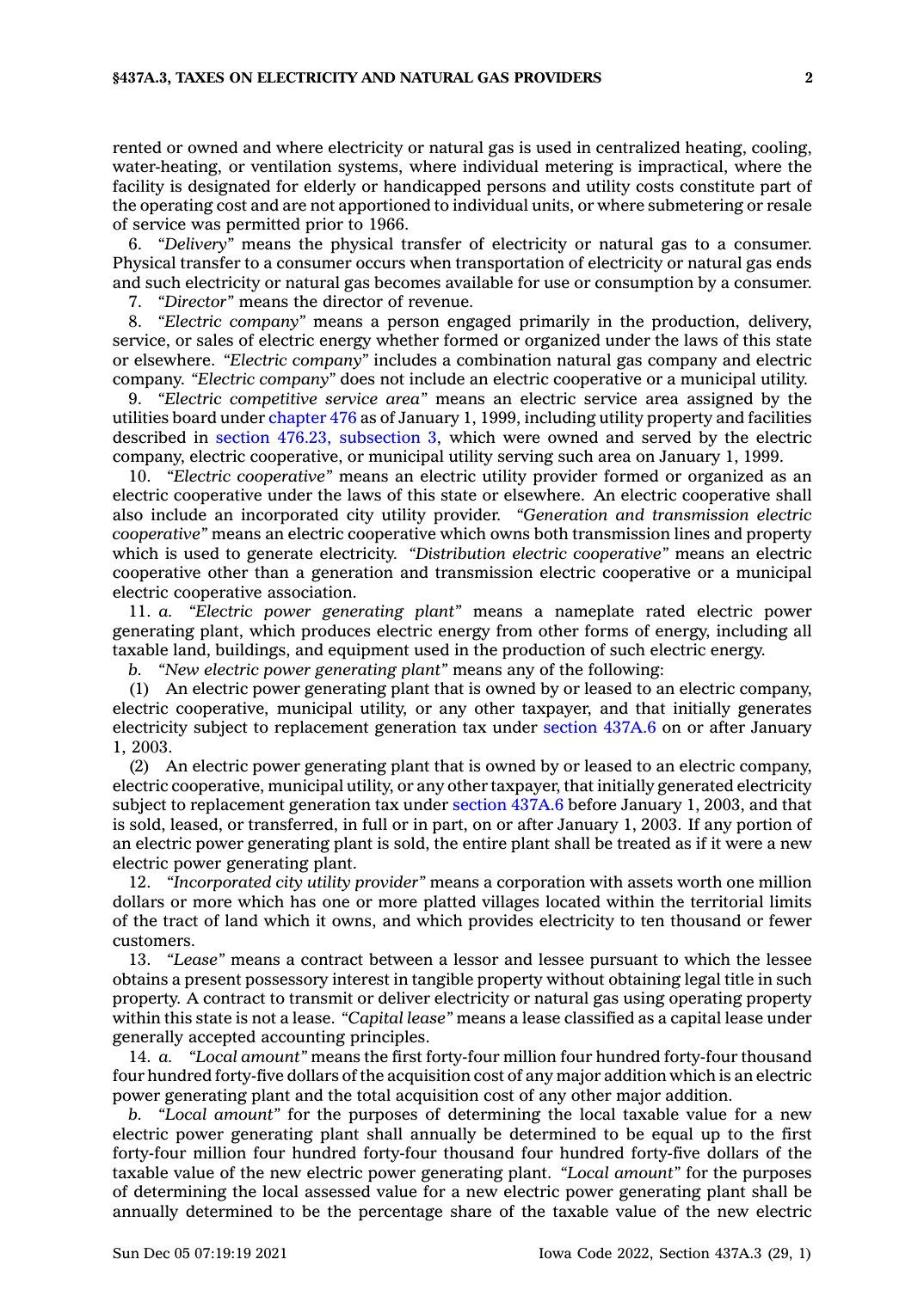rented or owned and where electricity or natural gas is used in centralized heating, cooling, water-heating, or ventilation systems, where individual metering is impractical, where the facility is designated for elderly or handicapped persons and utility costs constitute part of the operating cost and are not apportioned to individual units, or where submetering or resale of service was permitted prior to 1966.

6. *"Delivery"* means the physical transfer of electricity or natural gas to a consumer. Physical transfer to a consumer occurs when transportation of electricity or natural gas ends and such electricity or natural gas becomes available for use or consumption by a consumer.

7. *"Director"* means the director of revenue.

8. *"Electric company"* means a person engaged primarily in the production, delivery, service, or sales of electric energy whether formed or organized under the laws of this state or elsewhere. *"Electric company"* includes a combination natural gas company and electric company. *"Electric company"* does not include an electric cooperative or a municipal utility.

9. *"Electric competitive service area"* means an electric service area assigned by the utilities board under chapter 476 as of January 1, 1999, including utility property and facilities described in section 476.23, subsection 3, which were owned and served by the electric company, electric cooperative, or municipal utility serving such area on January 1, 1999.

10. *"Electric cooperative"* means an electric utility provider formed or organized as an electric cooperative under the laws of this state or elsewhere. An electric cooperative shall also include an incorporated city utility provider. *"Generation and transmission electric cooperative"* means an electric cooperative which owns both transmission lines and property which is used to generate electricity. *"Distribution electric cooperative"* means an electric cooperative other than a generation and transmission electric cooperative or a municipal electric cooperative association.

11. *a. "Electric power generating plant"* means a nameplate rated electric power generating plant, which produces electric energy from other forms of energy, including all taxable land, buildings, and equipment used in the production of such electric energy.

*b. "New electric power generating plant"* means any of the following:

(1) An electric power generating plant that is owned by or leased to an electric company, electric cooperative, municipal utility, or any other taxpayer, and that initially generates electricity subject to replacement generation tax under section 437A.6 on or after January 1, 2003.

(2) An electric power generating plant that is owned by or leased to an electric company, electric cooperative, municipal utility, or any other taxpayer, that initially generated electricity subject to replacement generation tax under section 437A.6 before January 1, 2003, and that is sold, leased, or transferred, in full or in part, on or after January 1, 2003. If any portion of an electric power generating plant is sold, the entire plant shall be treated as if it were a new electric power generating plant.

12. *"Incorporated city utility provider"* means a corporation with assets worth one million dollars or more which has one or more platted villages located within the territorial limits of the tract of land which it owns, and which provides electricity to ten thousand or fewer customers.

13. *"Lease"* means a contract between a lessor and lessee pursuant to which the lessee obtains a present possessory interest in tangible property without obtaining legal title in such property. A contract to transmit or deliver electricity or natural gas using operating property within this state is not a lease. *"Capital lease"* means a lease classified as a capital lease under generally accepted accounting principles.

14. *a. "Local amount"* means the first forty-four million four hundred forty-four thousand four hundred forty-five dollars of the acquisition cost of any major addition which is an electric power generating plant and the total acquisition cost of any other major addition.

*b. "Local amount"* for the purposes of determining the local taxable value for a new electric power generating plant shall annually be determined to be equal up to the first forty-four million four hundred forty-four thousand four hundred forty-five dollars of the taxable value of the new electric power generating plant. *"Local amount"* for the purposes of determining the local assessed value for a new electric power generating plant shall be annually determined to be the percentage share of the taxable value of the new electric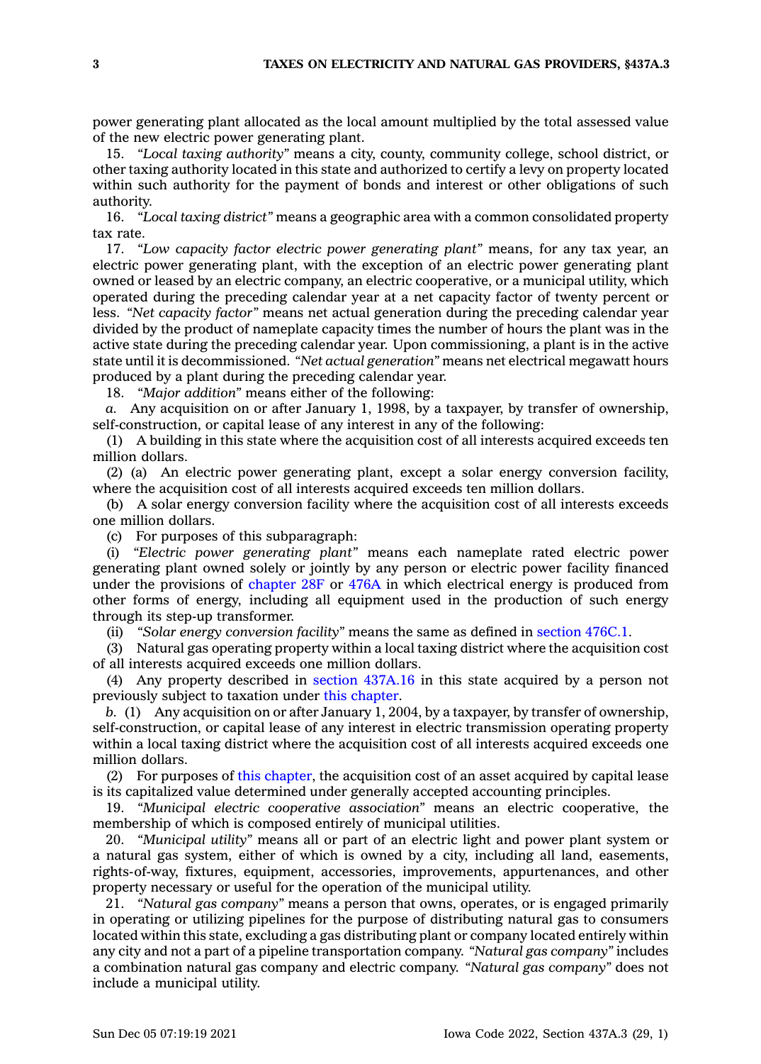power generating plant allocated as the local amount multiplied by the total assessed value of the new electric power generating plant.

15. *"Local taxing authority"* means a city, county, community college, school district, or other taxing authority located in this state and authorized to certify a levy on property located within such authority for the payment of bonds and interest or other obligations of such authority.

16. *"Local taxing district"* means a geographic area with a common consolidated property tax rate.

17. *"Low capacity factor electric power generating plant"* means, for any tax year, an electric power generating plant, with the exception of an electric power generating plant owned or leased by an electric company, an electric cooperative, or a municipal utility, which operated during the preceding calendar year at a net capacity factor of twenty percent or less. *"Net capacity factor"* means net actual generation during the preceding calendar year divided by the product of nameplate capacity times the number of hours the plant was in the active state during the preceding calendar year. Upon commissioning, a plant is in the active state until it is decommissioned. *"Net actual generation"* means net electrical megawatt hours produced by a plant during the preceding calendar year.

18. *"Major addition"* means either of the following:

*a.* Any acquisition on or after January 1, 1998, by a taxpayer, by transfer of ownership, self-construction, or capital lease of any interest in any of the following:

(1) A building in this state where the acquisition cost of all interests acquired exceeds ten million dollars.

(2) (a) An electric power generating plant, except a solar energy conversion facility, where the acquisition cost of all interests acquired exceeds ten million dollars.

(b) A solar energy conversion facility where the acquisition cost of all interests exceeds one million dollars.

(c) For purposes of this subparagraph:

(i) *"Electric power generating plant"* means each nameplate rated electric power generating plant owned solely or jointly by any person or electric power facility financed under the provisions of chapter 28F or 476A in which electrical energy is produced from other forms of energy, including all equipment used in the production of such energy through its step-up transformer.

(ii) *"Solar energy conversion facility"* means the same as defined in section 476C.1.

(3) Natural gas operating property within a local taxing district where the acquisition cost of all interests acquired exceeds one million dollars.

(4) Any property described in section 437A.16 in this state acquired by a person not previously subject to taxation under this chapter.

*b.* (1) Any acquisition on or after January 1, 2004, by a taxpayer, by transfer of ownership, self-construction, or capital lease of any interest in electric transmission operating property within a local taxing district where the acquisition cost of all interests acquired exceeds one million dollars.

(2) For purposes of this chapter, the acquisition cost of an asset acquired by capital lease is its capitalized value determined under generally accepted accounting principles.

19. *"Municipal electric cooperative association"* means an electric cooperative, the membership of which is composed entirely of municipal utilities.

20. *"Municipal utility"* means all or part of an electric light and power plant system or a natural gas system, either of which is owned by a city, including all land, easements, rights-of-way, fixtures, equipment, accessories, improvements, appurtenances, and other property necessary or useful for the operation of the municipal utility.

21. *"Natural gas company"* means a person that owns, operates, or is engaged primarily in operating or utilizing pipelines for the purpose of distributing natural gas to consumers located within this state, excluding a gas distributing plant or company located entirely within any city and not a part of a pipeline transportation company. *"Natural gas company"* includes a combination natural gas company and electric company. *"Natural gas company"* does not include a municipal utility.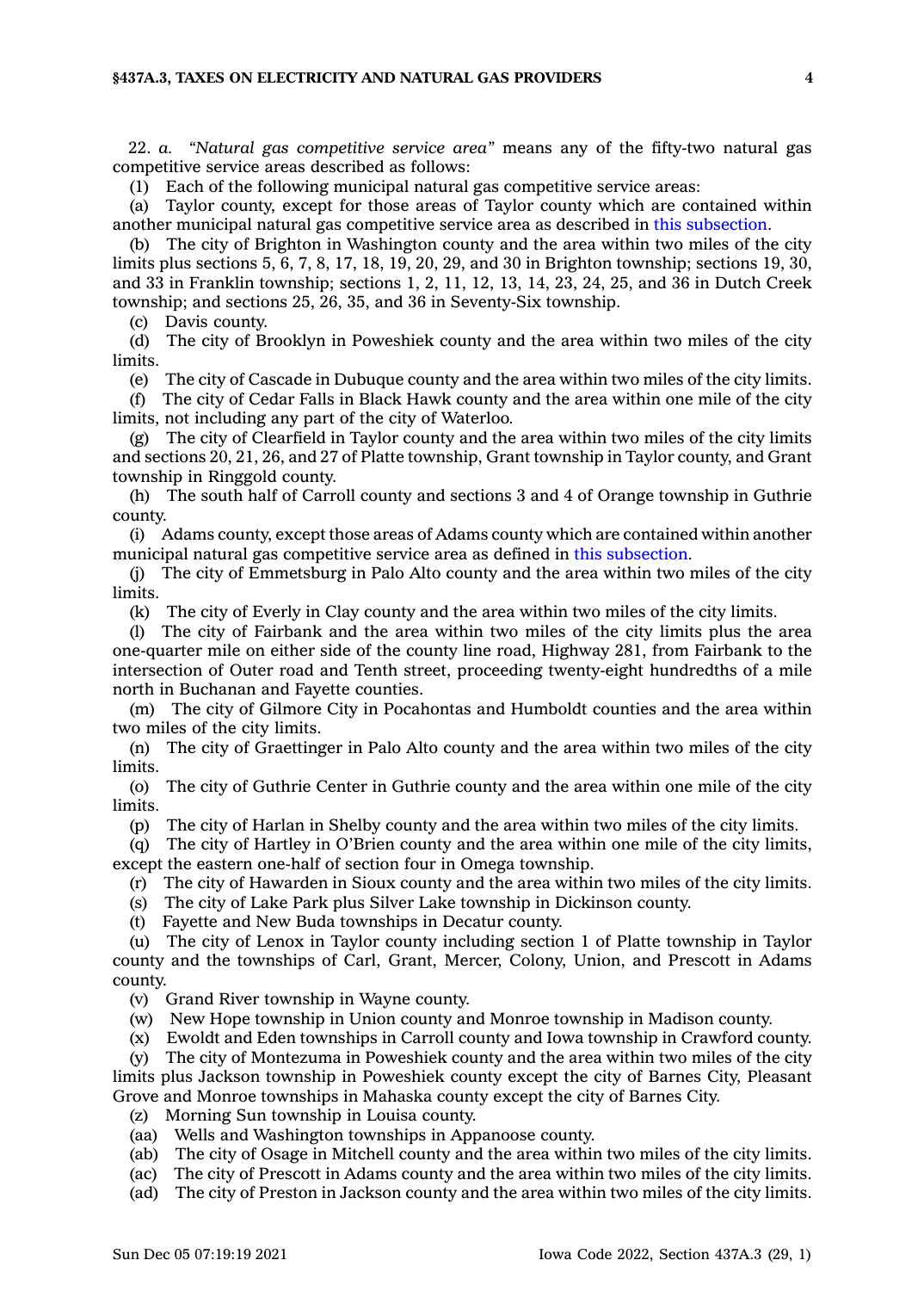22. *a.* *"Natural gas competitive service area"* means any of the fifty-two natural gas competitive service areas described as follows:

(1) Each of the following municipal natural gas competitive service areas:

(a) Taylor county, except for those areas of Taylor county which are contained within another municipal natural gas competitive service area as described in this subsection.

(b) The city of Brighton in Washington county and the area within two miles of the city limits plus sections 5, 6, 7, 8, 17, 18, 19, 20, 29, and 30 in Brighton township; sections 19, 30, and 33 in Franklin township; sections 1, 2, 11, 12, 13, 14, 23, 24, 25, and 36 in Dutch Creek township; and sections 25, 26, 35, and 36 in Seventy-Six township.

(c) Davis county.

(d) The city of Brooklyn in Poweshiek county and the area within two miles of the city limits.

(e) The city of Cascade in Dubuque county and the area within two miles of the city limits.

(f) The city of Cedar Falls in Black Hawk county and the area within one mile of the city limits, not including any part of the city of Waterloo.

(g) The city of Clearfield in Taylor county and the area within two miles of the city limits and sections 20, 21, 26, and 27 of Platte township, Grant township in Taylor county, and Grant township in Ringgold county.

(h) The south half of Carroll county and sections 3 and 4 of Orange township in Guthrie county.

(i) Adams county, except those areas of Adams county which are contained within another municipal natural gas competitive service area as defined in this subsection.

(j) The city of Emmetsburg in Palo Alto county and the area within two miles of the city limits.

(k) The city of Everly in Clay county and the area within two miles of the city limits.

(l) The city of Fairbank and the area within two miles of the city limits plus the area one-quarter mile on either side of the county line road, Highway 281, from Fairbank to the intersection of Outer road and Tenth street, proceeding twenty-eight hundredths of a mile north in Buchanan and Fayette counties.

(m) The city of Gilmore City in Pocahontas and Humboldt counties and the area within two miles of the city limits.

(n) The city of Graettinger in Palo Alto county and the area within two miles of the city limits.

(o) The city of Guthrie Center in Guthrie county and the area within one mile of the city limits.

(p) The city of Harlan in Shelby county and the area within two miles of the city limits.

(q) The city of Hartley in O'Brien county and the area within one mile of the city limits, except the eastern one-half of section four in Omega township.

(r) The city of Hawarden in Sioux county and the area within two miles of the city limits.

(s) The city of Lake Park plus Silver Lake township in Dickinson county.

(t) Fayette and New Buda townships in Decatur county.

(u) The city of Lenox in Taylor county including section 1 of Platte township in Taylor county and the townships of Carl, Grant, Mercer, Colony, Union, and Prescott in Adams county.

(v) Grand River township in Wayne county.

(w) New Hope township in Union county and Monroe township in Madison county.

(x) Ewoldt and Eden townships in Carroll county and Iowa township in Crawford county.

(y) The city of Montezuma in Poweshiek county and the area within two miles of the city limits plus Jackson township in Poweshiek county except the city of Barnes City, Pleasant Grove and Monroe townships in Mahaska county except the city of Barnes City.

(z) Morning Sun township in Louisa county.

(aa) Wells and Washington townships in Appanoose county.

(ab) The city of Osage in Mitchell county and the area within two miles of the city limits.

(ac) The city of Prescott in Adams county and the area within two miles of the city limits.

(ad) The city of Preston in Jackson county and the area within two miles of the city limits.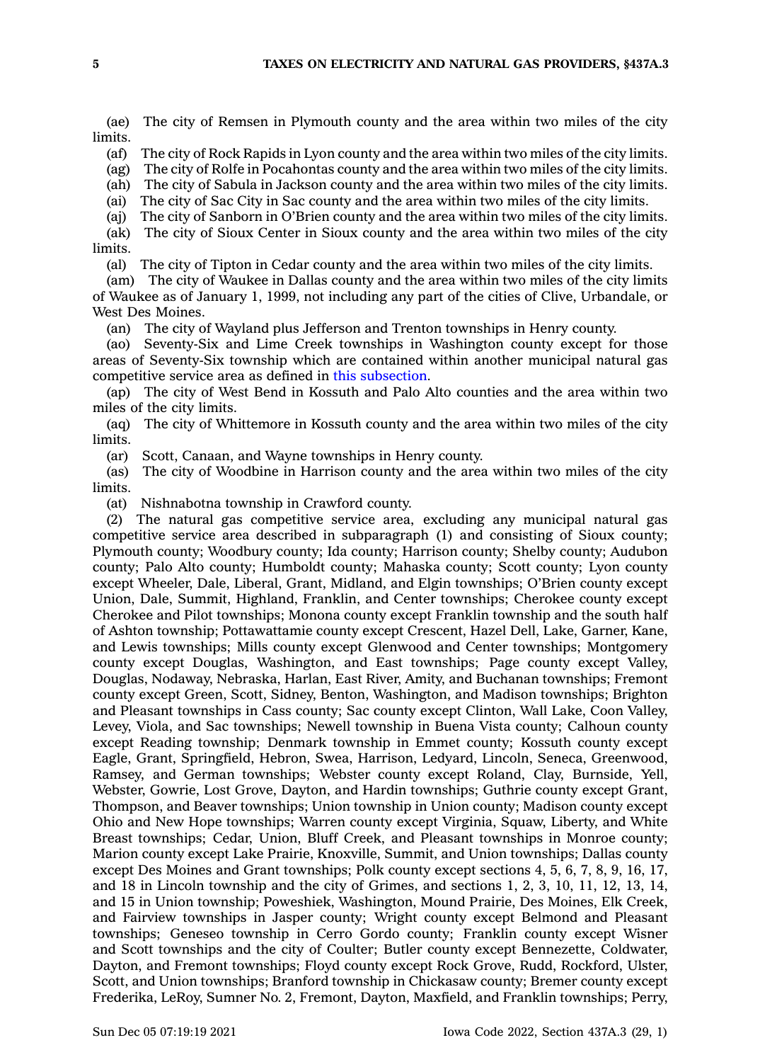(ae) The city of Remsen in Plymouth county and the area within two miles of the city limits.

(af) The city of Rock Rapids in Lyon county and the area within two miles of the city limits.

(ag) The city of Rolfe in Pocahontas county and the area within two miles of the city limits.

(ah) The city of Sabula in Jackson county and the area within two miles of the city limits.

(ai) The city of Sac City in Sac county and the area within two miles of the city limits.

(aj) The city of Sanborn in O'Brien county and the area within two miles of the city limits.

(ak) The city of Sioux Center in Sioux county and the area within two miles of the city limits.

(al) The city of Tipton in Cedar county and the area within two miles of the city limits.

(am) The city of Waukee in Dallas county and the area within two miles of the city limits of Waukee as of January 1, 1999, not including any part of the cities of Clive, Urbandale, or West Des Moines.

(an) The city of Wayland plus Jefferson and Trenton townships in Henry county.

(ao) Seventy-Six and Lime Creek townships in Washington county except for those areas of Seventy-Six township which are contained within another municipal natural gas competitive service area as defined in this subsection.

(ap) The city of West Bend in Kossuth and Palo Alto counties and the area within two miles of the city limits.

(aq) The city of Whittemore in Kossuth county and the area within two miles of the city limits.

(ar) Scott, Canaan, and Wayne townships in Henry county.

(as) The city of Woodbine in Harrison county and the area within two miles of the city limits.

(at) Nishnabotna township in Crawford county.

(2) The natural gas competitive service area, excluding any municipal natural gas competitive service area described in subparagraph (1) and consisting of Sioux county; Plymouth county; Woodbury county; Ida county; Harrison county; Shelby county; Audubon county; Palo Alto county; Humboldt county; Mahaska county; Scott county; Lyon county except Wheeler, Dale, Liberal, Grant, Midland, and Elgin townships; O'Brien county except Union, Dale, Summit, Highland, Franklin, and Center townships; Cherokee county except Cherokee and Pilot townships; Monona county except Franklin township and the south half of Ashton township; Pottawattamie county except Crescent, Hazel Dell, Lake, Garner, Kane, and Lewis townships; Mills county except Glenwood and Center townships; Montgomery county except Douglas, Washington, and East townships; Page county except Valley, Douglas, Nodaway, Nebraska, Harlan, East River, Amity, and Buchanan townships; Fremont county except Green, Scott, Sidney, Benton, Washington, and Madison townships; Brighton and Pleasant townships in Cass county; Sac county except Clinton, Wall Lake, Coon Valley, Levey, Viola, and Sac townships; Newell township in Buena Vista county; Calhoun county except Reading township; Denmark township in Emmet county; Kossuth county except Eagle, Grant, Springfield, Hebron, Swea, Harrison, Ledyard, Lincoln, Seneca, Greenwood, Ramsey, and German townships; Webster county except Roland, Clay, Burnside, Yell, Webster, Gowrie, Lost Grove, Dayton, and Hardin townships; Guthrie county except Grant, Thompson, and Beaver townships; Union township in Union county; Madison county except Ohio and New Hope townships; Warren county except Virginia, Squaw, Liberty, and White Breast townships; Cedar, Union, Bluff Creek, and Pleasant townships in Monroe county; Marion county except Lake Prairie, Knoxville, Summit, and Union townships; Dallas county except Des Moines and Grant townships; Polk county except sections 4, 5, 6, 7, 8, 9, 16, 17, and 18 in Lincoln township and the city of Grimes, and sections 1, 2, 3, 10, 11, 12, 13, 14, and 15 in Union township; Poweshiek, Washington, Mound Prairie, Des Moines, Elk Creek, and Fairview townships in Jasper county; Wright county except Belmond and Pleasant townships; Geneseo township in Cerro Gordo county; Franklin county except Wisner and Scott townships and the city of Coulter; Butler county except Bennezette, Coldwater, Dayton, and Fremont townships; Floyd county except Rock Grove, Rudd, Rockford, Ulster, Scott, and Union townships; Branford township in Chickasaw county; Bremer county except Frederika, LeRoy, Sumner No. 2, Fremont, Dayton, Maxfield, and Franklin townships; Perry,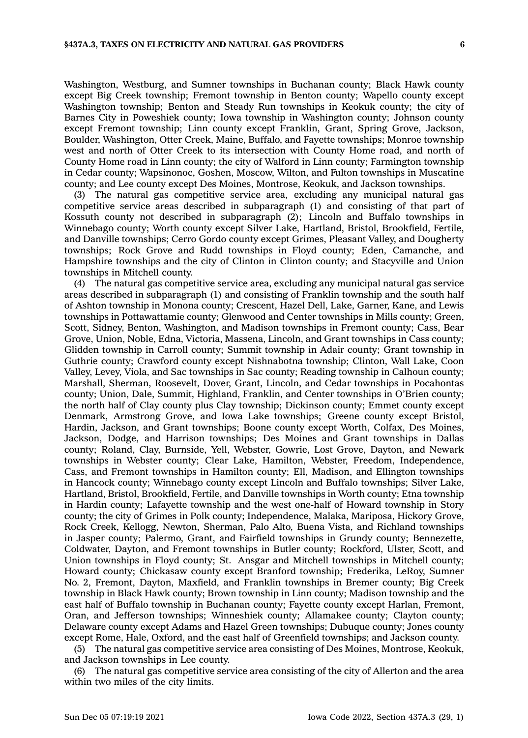Washington, Westburg, and Sumner townships in Buchanan county; Black Hawk county except Big Creek township; Fremont township in Benton county; Wapello county except Washington township; Benton and Steady Run townships in Keokuk county; the city of Barnes City in Poweshiek county; Iowa township in Washington county; Johnson county except Fremont township; Linn county except Franklin, Grant, Spring Grove, Jackson, Boulder, Washington, Otter Creek, Maine, Buffalo, and Fayette townships; Monroe township west and north of Otter Creek to its intersection with County Home road, and north of County Home road in Linn county; the city of Walford in Linn county; Farmington township in Cedar county; Wapsinonoc, Goshen, Moscow, Wilton, and Fulton townships in Muscatine county; and Lee county except Des Moines, Montrose, Keokuk, and Jackson townships.

(3) The natural gas competitive service area, excluding any municipal natural gas competitive service areas described in subparagraph (1) and consisting of that part of Kossuth county not described in subparagraph (2); Lincoln and Buffalo townships in Winnebago county; Worth county except Silver Lake, Hartland, Bristol, Brookfield, Fertile, and Danville townships; Cerro Gordo county except Grimes, Pleasant Valley, and Dougherty townships; Rock Grove and Rudd townships in Floyd county; Eden, Camanche, and Hampshire townships and the city of Clinton in Clinton county; and Stacyville and Union townships in Mitchell county.

(4) The natural gas competitive service area, excluding any municipal natural gas service areas described in subparagraph (1) and consisting of Franklin township and the south half of Ashton township in Monona county; Crescent, Hazel Dell, Lake, Garner, Kane, and Lewis townships in Pottawattamie county; Glenwood and Center townships in Mills county; Green, Scott, Sidney, Benton, Washington, and Madison townships in Fremont county; Cass, Bear Grove, Union, Noble, Edna, Victoria, Massena, Lincoln, and Grant townships in Cass county; Glidden township in Carroll county; Summit township in Adair county; Grant township in Guthrie county; Crawford county except Nishnabotna township; Clinton, Wall Lake, Coon Valley, Levey, Viola, and Sac townships in Sac county; Reading township in Calhoun county; Marshall, Sherman, Roosevelt, Dover, Grant, Lincoln, and Cedar townships in Pocahontas county; Union, Dale, Summit, Highland, Franklin, and Center townships in O'Brien county; the north half of Clay county plus Clay township; Dickinson county; Emmet county except Denmark, Armstrong Grove, and Iowa Lake townships; Greene county except Bristol, Hardin, Jackson, and Grant townships; Boone county except Worth, Colfax, Des Moines, Jackson, Dodge, and Harrison townships; Des Moines and Grant townships in Dallas county; Roland, Clay, Burnside, Yell, Webster, Gowrie, Lost Grove, Dayton, and Newark townships in Webster county; Clear Lake, Hamilton, Webster, Freedom, Independence, Cass, and Fremont townships in Hamilton county; Ell, Madison, and Ellington townships in Hancock county; Winnebago county except Lincoln and Buffalo townships; Silver Lake, Hartland, Bristol, Brookfield, Fertile, and Danville townships in Worth county; Etna township in Hardin county; Lafayette township and the west one-half of Howard township in Story county; the city of Grimes in Polk county; Independence, Malaka, Mariposa, Hickory Grove, Rock Creek, Kellogg, Newton, Sherman, Palo Alto, Buena Vista, and Richland townships in Jasper county; Palermo, Grant, and Fairfield townships in Grundy county; Bennezette, Coldwater, Dayton, and Fremont townships in Butler county; Rockford, Ulster, Scott, and Union townships in Floyd county; St. Ansgar and Mitchell townships in Mitchell county; Howard county; Chickasaw county except Branford township; Frederika, LeRoy, Sumner No. 2, Fremont, Dayton, Maxfield, and Franklin townships in Bremer county; Big Creek township in Black Hawk county; Brown township in Linn county; Madison township and the east half of Buffalo township in Buchanan county; Fayette county except Harlan, Fremont, Oran, and Jefferson townships; Winneshiek county; Allamakee county; Clayton county; Delaware county except Adams and Hazel Green townships; Dubuque county; Jones county except Rome, Hale, Oxford, and the east half of Greenfield townships; and Jackson county.

(5) The natural gas competitive service area consisting of Des Moines, Montrose, Keokuk, and Jackson townships in Lee county.

(6) The natural gas competitive service area consisting of the city of Allerton and the area within two miles of the city limits.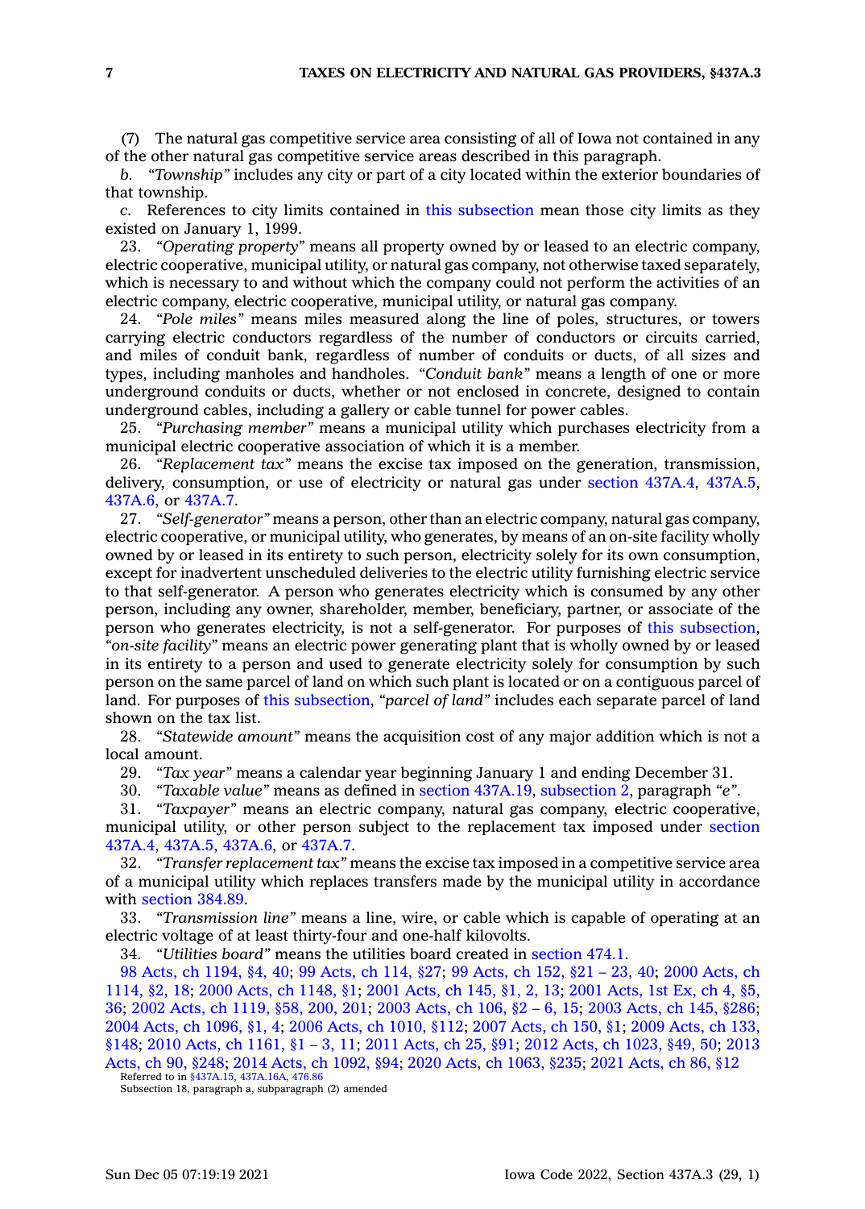(7) The natural gas competitive service area consisting of all of Iowa not contained in any of the other natural gas competitive service areas described in this paragraph.

*b.* *"Township"* includes any city or part of a city located within the exterior boundaries of that township.

*c.* References to city limits contained in this subsection mean those city limits as they existed on January 1, 1999.

23. *"Operating property"* means all property owned by or leased to an electric company, electric cooperative, municipal utility, or natural gas company, not otherwise taxed separately, which is necessary to and without which the company could not perform the activities of an electric company, electric cooperative, municipal utility, or natural gas company.

24. *"Pole miles"* means miles measured along the line of poles, structures, or towers carrying electric conductors regardless of the number of conductors or circuits carried, and miles of conduit bank, regardless of number of conduits or ducts, of all sizes and types, including manholes and handholes. *"Conduit bank"* means a length of one or more underground conduits or ducts, whether or not enclosed in concrete, designed to contain underground cables, including a gallery or cable tunnel for power cables.

25. *"Purchasing member"* means a municipal utility which purchases electricity from a municipal electric cooperative association of which it is a member.

26. *"Replacement tax"* means the excise tax imposed on the generation, transmission, delivery, consumption, or use of electricity or natural gas under section 437A.4, 437A.5, 437A.6, or 437A.7.

27. *"Self-generator"* means a person, other than an electric company, natural gas company, electric cooperative, or municipal utility, who generates, by means of an on-site facility wholly owned by or leased in its entirety to such person, electricity solely for its own consumption, except for inadvertent unscheduled deliveries to the electric utility furnishing electric service to that self-generator. A person who generates electricity which is consumed by any other person, including any owner, shareholder, member, beneficiary, partner, or associate of the person who generates electricity, is not a self-generator. For purposes of this subsection, *"on-site facility"* means an electric power generating plant that is wholly owned by or leased in its entirety to a person and used to generate electricity solely for consumption by such person on the same parcel of land on which such plant is located or on a contiguous parcel of land. For purposes of this subsection, *"parcel of land"* includes each separate parcel of land shown on the tax list.

28. *"Statewide amount"* means the acquisition cost of any major addition which is not a local amount.

29. *"Tax year"* means a calendar year beginning January 1 and ending December 31.

30. *"Taxable value"* means as defined in section 437A.19, subsection 2, paragraph *"e"*.

31. *"Taxpayer"* means an electric company, natural gas company, electric cooperative, municipal utility, or other person subject to the replacement tax imposed under section 437A.4, 437A.5, 437A.6, or 437A.7.

32. *"Transfer replacement tax"* means the excise tax imposed in a competitive service area of a municipal utility which replaces transfers made by the municipal utility in accordance with section 384.89.

33. *"Transmission line"* means a line, wire, or cable which is capable of operating at an electric voltage of at least thirty-four and one-half kilovolts.

34. *"Utilities board"* means the utilities board created in section 474.1.

98 Acts, ch 1194, §4, 40; 99 Acts, ch 114, §27; 99 Acts, ch 152, §21 – 23, 40; 2000 Acts, ch 1114, §2, 18; 2000 Acts, ch 1148, §1; 2001 Acts, ch 145, §1, 2, 13; 2001 Acts, 1st Ex, ch 4, §5, 36; 2002 Acts, ch 1119, §58, 200, 201; 2003 Acts, ch 106, §2 – 6, 15; 2003 Acts, ch 145, §286; 2004 Acts, ch 1096, §1, 4; 2006 Acts, ch 1010, §112; 2007 Acts, ch 150, §1; 2009 Acts, ch 133, §148; 2010 Acts, ch 1161, §1 – 3, 11; 2011 Acts, ch 25, §91; 2012 Acts, ch 1023, §49, 50; 2013 Acts, ch 90, §248; 2014 Acts, ch 1092, §94; 2020 Acts, ch 1063, §235; 2021 Acts, ch 86, §12

Referred to in §437A.15, 437A.16A, 476.86

Subsection 18, paragraph a, subparagraph (2) amended